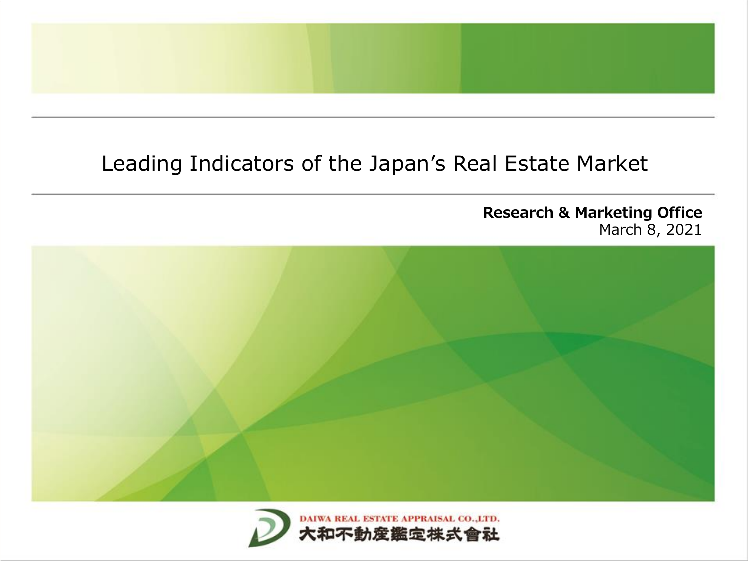# Leading Indicators of the Japan’s Real Estate Market

**Research & Marketing Office**
March 8, 2021

DAIWA REAL ESTATE APPRAISAL CO.,LTD.
大和不動産鑑定株式會社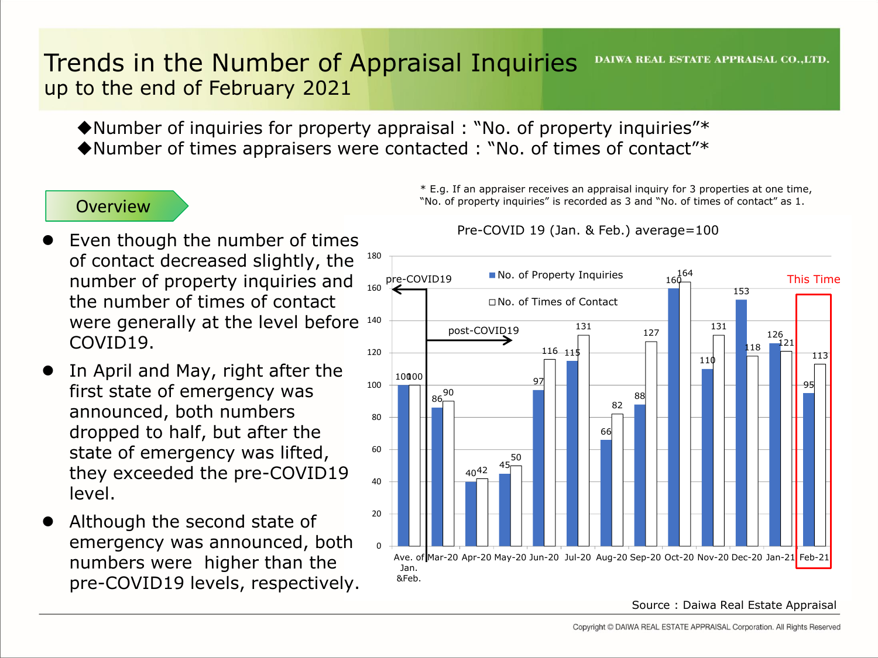# Trends in the Number of Appraisal Inquiries

## up to the end of February 2021

DAIWA REAL ESTATE APPRAISAL CO.,LTD.

◆Number of inquiries for property appraisal : "No. of property inquiries"*
◆Number of times appraisers were contacted : "No. of times of contact"*

\* E.g. If an appraiser receives an appraisal inquiry for 3 properties at one time, "No. of property inquiries" is recorded as 3 and "No. of times of contact" as 1.

### Overview

- Even though the number of times of contact decreased slightly, the number of property inquiries and the number of times of contact were generally at the level before COVID19.
- In April and May, right after the first state of emergency was announced, both numbers dropped to half, but after the state of emergency was lifted, they exceeded the pre-COVID19 level.
- Although the second state of emergency was announced, both numbers were higher than the pre-COVID19 levels, respectively.

Pre-COVID 19 (Jan. & Feb.) average=100

| | No. of Property Inquiries | No. of Times of Contact |
|---|---|---|
| Ave. of Jan. &Feb. (pre-COVID19) | 100 | 100 |
| Mar-20 (post-COVID19) | 86 | 90 |
| Apr-20 | 40 | 42 |
| May-20 | 45 | 50 |
| Jun-20 | 97 | 116 |
| Jul-20 | 115 | 131 |
| Aug-20 | 66 | 82 |
| Sep-20 | 88 | 127 |
| Oct-20 | 160 | 164 |
| Nov-20 | 110 | 131 |
| Dec-20 | 153 | 118 |
| Jan-21 | 126 | 121 |
| Feb-21 (This Time) | 95 | 113 |

Source : Daiwa Real Estate Appraisal

Copyright © DAIWA REAL ESTATE APPRAISAL Corporation. All Rights Reserved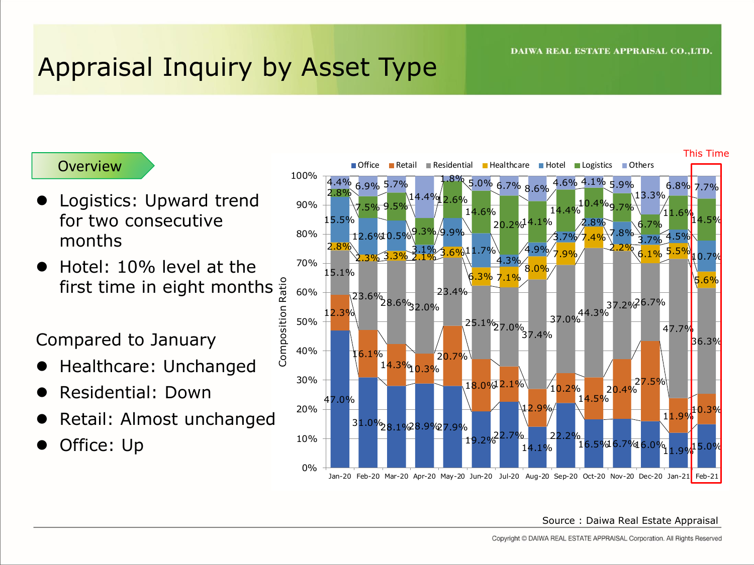# Appraisal Inquiry by Asset Type

DAIWA REAL ESTATE APPRAISAL CO.,LTD.

## Overview

- Logistics: Upward trend for two consecutive months
- Hotel: 10% level at the first time in eight months

Compared to January

- Healthcare: Unchanged
- Residential: Down
- Retail: Almost unchanged
- Office: Up

This Time

Office, Retail, Residential, Healthcare, Hotel, Logistics, Others

Composition Ratio

100%, 90%, 80%, 70%, 60%, 50%, 40%, 30%, 20%, 10%, 0%

Jan-20: 4.4%, 2.8%, 15.5%, 2.8%, 15.1%, 12.3%, 47.0%
Feb-20: 6.9%, 7.5%, 12.6%, 2.3%, 23.6%, 16.1%, 31.0%
Mar-20: 5.7%, 9.5%, 10.5%, 3.3%, 28.6%, 14.3%, 28.1%
Apr-20: 14.4%, 9.3%, 3.1%, 2.1%, 32.0%, 10.3%, 28.9%
May-20: 1.8%, 12.6%, 9.9%, 3.6%, 23.4%, 20.7%, 27.9%
Jun-20: 5.0%, 14.6%, 11.7%, 6.3%, 25.1%, 18.0%, 19.2%
Jul-20: 6.7%, 20.2%, 4.3%, 7.1%, 27.0%, 12.1%, 22.7%
Aug-20: 8.6%, 14.1%, 4.9%, 8.0%, 37.4%, 12.9%, 14.1%
Sep-20: 4.6%, 14.4%, 3.7%, 7.9%, 37.0%, 10.2%, 22.2%
Oct-20: 4.1%, 10.4%, 2.8%, 7.4%, 44.3%, 14.5%, 16.5%
Nov-20: 5.9%, 9.7%, 7.8%, 2.2%, 37.2%, 20.4%, 16.7%
Dec-20: 13.3%, 6.7%, 3.7%, 6.1%, 26.7%, 27.5%, 16.0%
Jan-21: 6.8%, 11.6%, 4.5%, 5.5%, 47.7%, 11.9%, 11.9%
Feb-21: 7.7%, 14.5%, 10.7%, 5.6%, 36.3%, 10.3%, 15.0%

Source：Daiwa Real Estate Appraisal

Copyright © DAIWA REAL ESTATE APPRAISAL Corporation. All Rights Reserved